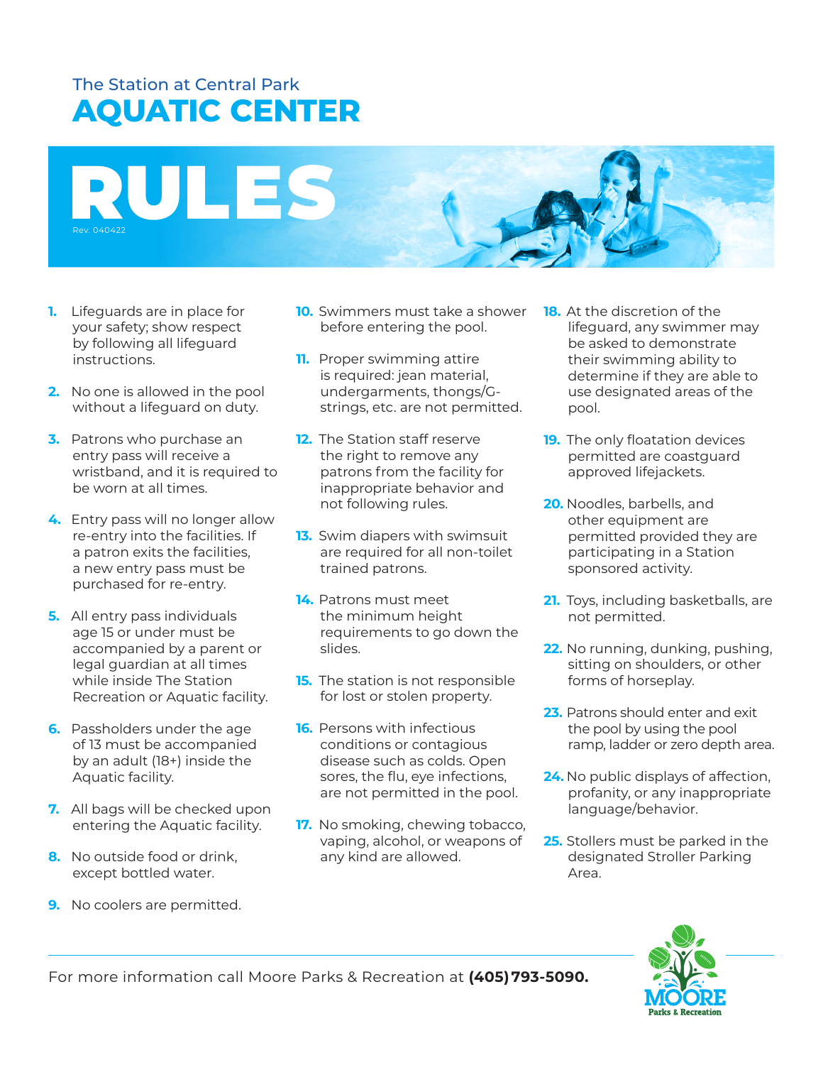The Station at Central Park

# AQUATIC CENTER

# RULES

Rev. 040422

1. Lifeguards are in place for your safety; show respect by following all lifeguard instructions.
2. No one is allowed in the pool without a lifeguard on duty.
3. Patrons who purchase an entry pass will receive a wristband, and it is required to be worn at all times.
4. Entry pass will no longer allow re-entry into the facilities. If a patron exits the facilities, a new entry pass must be purchased for re-entry.
5. All entry pass individuals age 15 or under must be accompanied by a parent or legal guardian at all times while inside The Station Recreation or Aquatic facility.
6. Passholders under the age of 13 must be accompanied by an adult (18+) inside the Aquatic facility.
7. All bags will be checked upon entering the Aquatic facility.
8. No outside food or drink, except bottled water.
9. No coolers are permitted.
10. Swimmers must take a shower before entering the pool.
11. Proper swimming attire is required: jean material, undergarments, thongs/G-strings, etc. are not permitted.
12. The Station staff reserve the right to remove any patrons from the facility for inappropriate behavior and not following rules.
13. Swim diapers with swimsuit are required for all non-toilet trained patrons.
14. Patrons must meet the minimum height requirements to go down the slides.
15. The station is not responsible for lost or stolen property.
16. Persons with infectious conditions or contagious disease such as colds. Open sores, the flu, eye infections, are not permitted in the pool.
17. No smoking, chewing tobacco, vaping, alcohol, or weapons of any kind are allowed.
18. At the discretion of the lifeguard, any swimmer may be asked to demonstrate their swimming ability to determine if they are able to use designated areas of the pool.
19. The only floatation devices permitted are coastguard approved lifejackets.
20. Noodles, barbells, and other equipment are permitted provided they are participating in a Station sponsored activity.
21. Toys, including basketballs, are not permitted.
22. No running, dunking, pushing, sitting on shoulders, or other forms of horseplay.
23. Patrons should enter and exit the pool by using the pool ramp, ladder or zero depth area.
24. No public displays of affection, profanity, or any inappropriate language/behavior.
25. Stollers must be parked in the designated Stroller Parking Area.

For more information call Moore Parks & Recreation at **(405) 793-5090.**

MOORE Parks & Recreation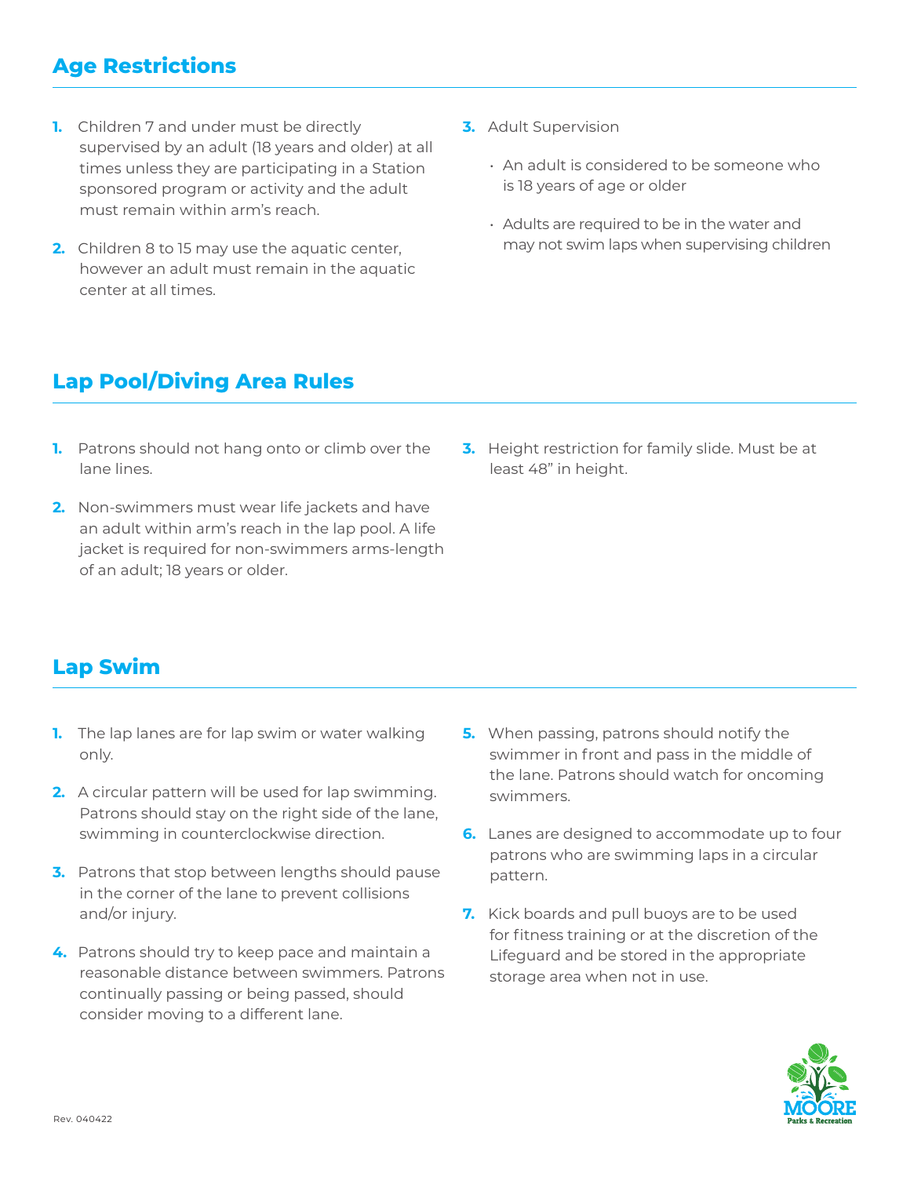## Age Restrictions

1. Children 7 and under must be directly supervised by an adult (18 years and older) at all times unless they are participating in a Station sponsored program or activity and the adult must remain within arm's reach.
2. Children 8 to 15 may use the aquatic center, however an adult must remain in the aquatic center at all times.
3. Adult Supervision
   - An adult is considered to be someone who is 18 years of age or older
   - Adults are required to be in the water and may not swim laps when supervising children

## Lap Pool/Diving Area Rules

1. Patrons should not hang onto or climb over the lane lines.
2. Non-swimmers must wear life jackets and have an adult within arm's reach in the lap pool. A life jacket is required for non-swimmers arms-length of an adult; 18 years or older.
3. Height restriction for family slide. Must be at least 48" in height.

## Lap Swim

1. The lap lanes are for lap swim or water walking only.
2. A circular pattern will be used for lap swimming. Patrons should stay on the right side of the lane, swimming in counterclockwise direction.
3. Patrons that stop between lengths should pause in the corner of the lane to prevent collisions and/or injury.
4. Patrons should try to keep pace and maintain a reasonable distance between swimmers. Patrons continually passing or being passed, should consider moving to a different lane.
5. When passing, patrons should notify the swimmer in front and pass in the middle of the lane. Patrons should watch for oncoming swimmers.
6. Lanes are designed to accommodate up to four patrons who are swimming laps in a circular pattern.
7. Kick boards and pull buoys are to be used for fitness training or at the discretion of the Lifeguard and be stored in the appropriate storage area when not in use.

Rev. 040422

MOORE Parks & Recreation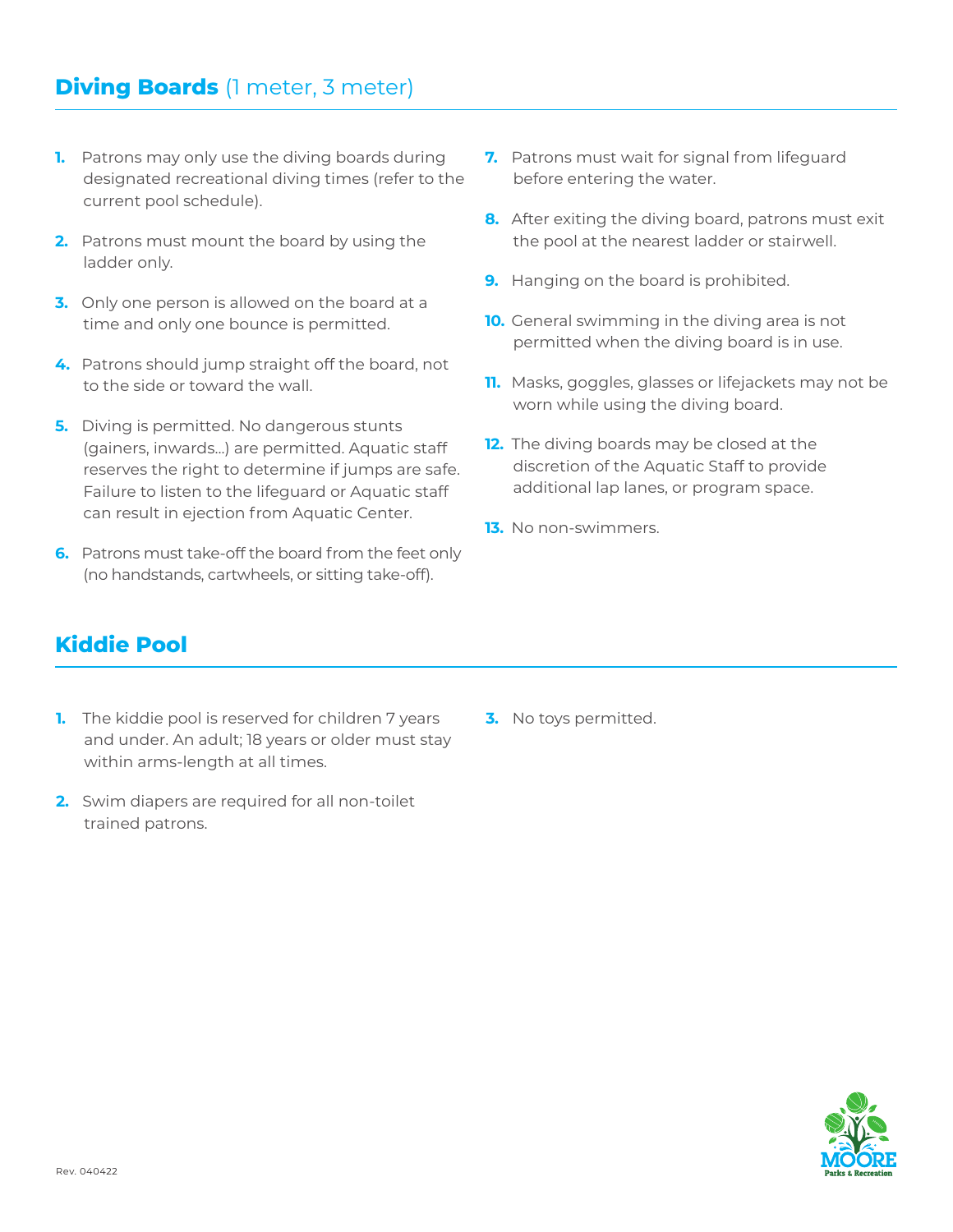## **Diving Boards** (1 meter, 3 meter)

1. Patrons may only use the diving boards during designated recreational diving times (refer to the current pool schedule).
2. Patrons must mount the board by using the ladder only.
3. Only one person is allowed on the board at a time and only one bounce is permitted.
4. Patrons should jump straight off the board, not to the side or toward the wall.
5. Diving is permitted. No dangerous stunts (gainers, inwards...) are permitted. Aquatic staff reserves the right to determine if jumps are safe. Failure to listen to the lifeguard or Aquatic staff can result in ejection from Aquatic Center.
6. Patrons must take-off the board from the feet only (no handstands, cartwheels, or sitting take-off).
7. Patrons must wait for signal from lifeguard before entering the water.
8. After exiting the diving board, patrons must exit the pool at the nearest ladder or stairwell.
9. Hanging on the board is prohibited.
10. General swimming in the diving area is not permitted when the diving board is in use.
11. Masks, goggles, glasses or lifejackets may not be worn while using the diving board.
12. The diving boards may be closed at the discretion of the Aquatic Staff to provide additional lap lanes, or program space.
13. No non-swimmers.

## **Kiddie Pool**

1. The kiddie pool is reserved for children 7 years and under. An adult; 18 years or older must stay within arms-length at all times.
2. Swim diapers are required for all non-toilet trained patrons.
3. No toys permitted.

Rev. 040422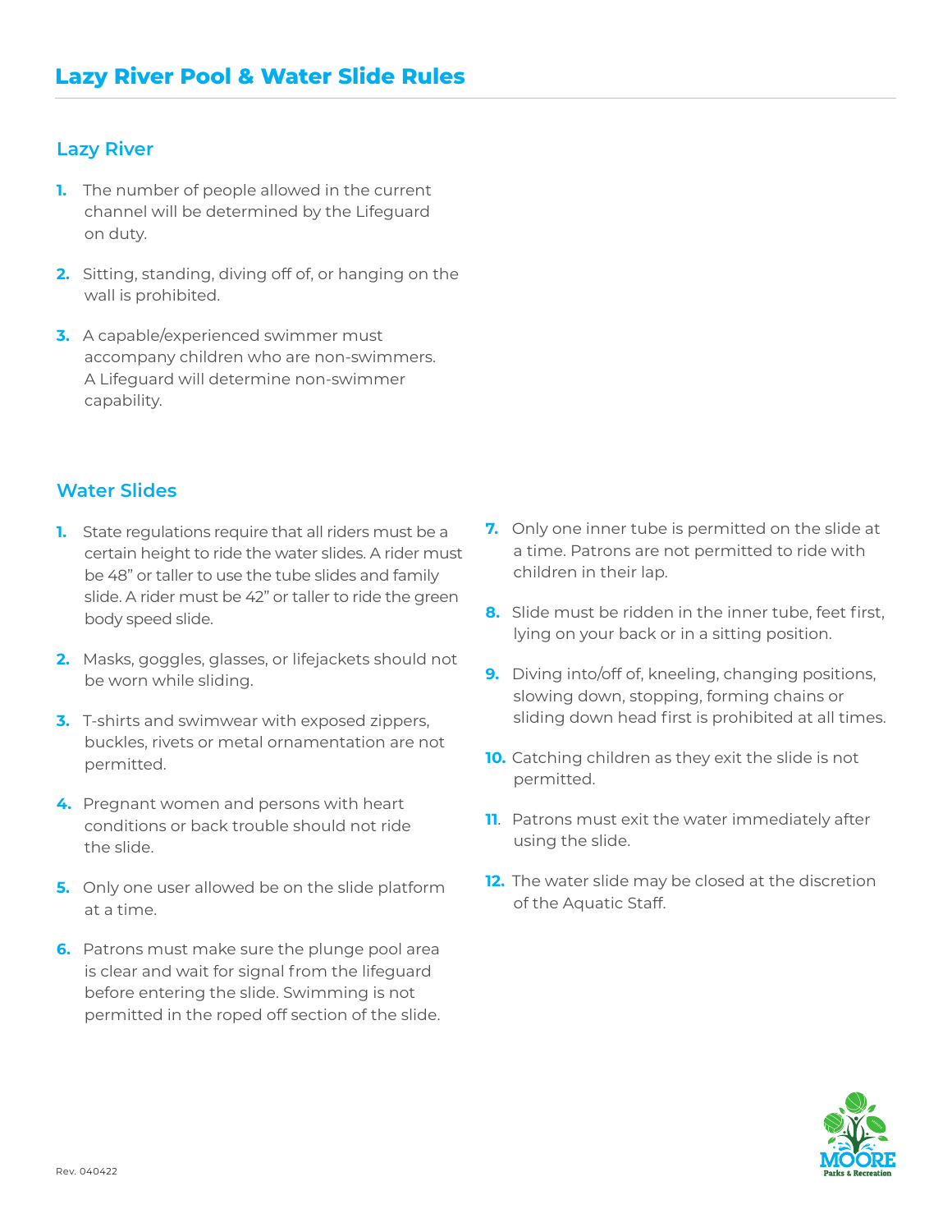# Lazy River Pool & Water Slide Rules

## Lazy River

1. The number of people allowed in the current channel will be determined by the Lifeguard on duty.
2. Sitting, standing, diving off of, or hanging on the wall is prohibited.
3. A capable/experienced swimmer must accompany children who are non-swimmers. A Lifeguard will determine non-swimmer capability.

## Water Slides

1. State regulations require that all riders must be a certain height to ride the water slides. A rider must be 48" or taller to use the tube slides and family slide. A rider must be 42" or taller to ride the green body speed slide.
2. Masks, goggles, glasses, or lifejackets should not be worn while sliding.
3. T-shirts and swimwear with exposed zippers, buckles, rivets or metal ornamentation are not permitted.
4. Pregnant women and persons with heart conditions or back trouble should not ride the slide.
5. Only one user allowed be on the slide platform at a time.
6. Patrons must make sure the plunge pool area is clear and wait for signal from the lifeguard before entering the slide. Swimming is not permitted in the roped off section of the slide.
7. Only one inner tube is permitted on the slide at a time. Patrons are not permitted to ride with children in their lap.
8. Slide must be ridden in the inner tube, feet first, lying on your back or in a sitting position.
9. Diving into/off of, kneeling, changing positions, slowing down, stopping, forming chains or sliding down head first is prohibited at all times.
10. Catching children as they exit the slide is not permitted.
11. Patrons must exit the water immediately after using the slide.
12. The water slide may be closed at the discretion of the Aquatic Staff.

Rev. 040422

MOORE
Parks & Recreation